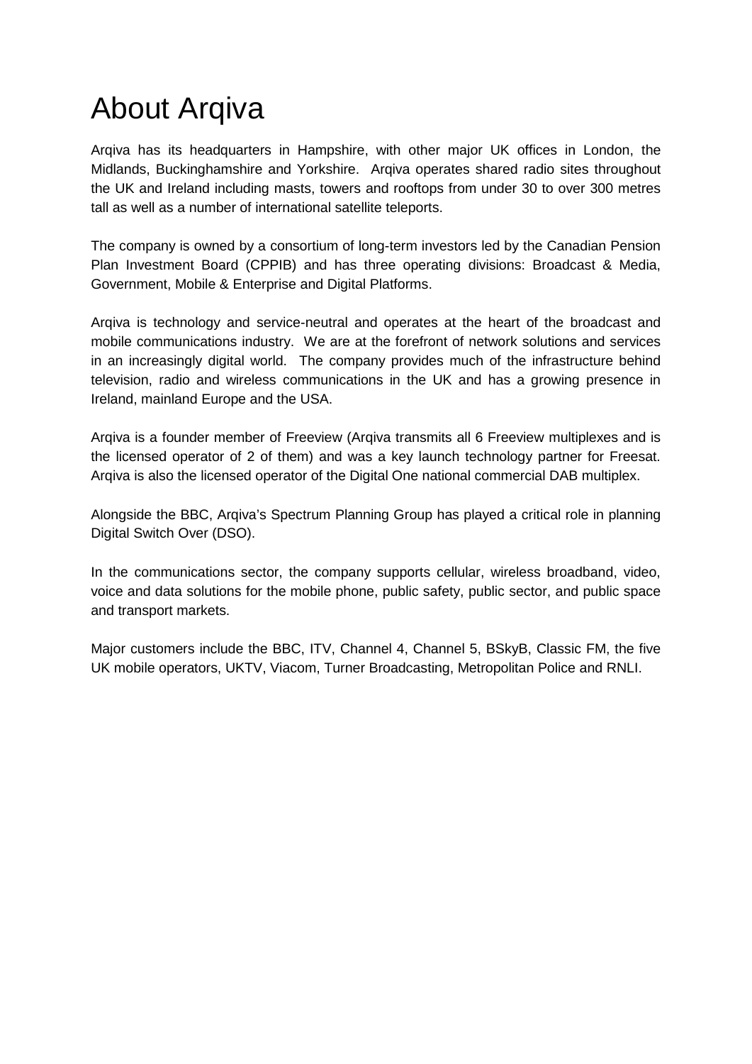# About Arqiva

Arqiva has its headquarters in Hampshire, with other major UK offices in London, the Midlands, Buckinghamshire and Yorkshire. Arqiva operates shared radio sites throughout the UK and Ireland including masts, towers and rooftops from under 30 to over 300 metres tall as well as a number of international satellite teleports.

The company is owned by a consortium of long-term investors led by the Canadian Pension Plan Investment Board (CPPIB) and has three operating divisions: Broadcast & Media, Government, Mobile & Enterprise and Digital Platforms.

Arqiva is technology and service-neutral and operates at the heart of the broadcast and mobile communications industry. We are at the forefront of network solutions and services in an increasingly digital world. The company provides much of the infrastructure behind television, radio and wireless communications in the UK and has a growing presence in Ireland, mainland Europe and the USA.

Arqiva is a founder member of Freeview (Arqiva transmits all 6 Freeview multiplexes and is the licensed operator of 2 of them) and was a key launch technology partner for Freesat. Arqiva is also the licensed operator of the Digital One national commercial DAB multiplex.

Alongside the BBC, Arqiva's Spectrum Planning Group has played a critical role in planning Digital Switch Over (DSO).

In the communications sector, the company supports cellular, wireless broadband, video, voice and data solutions for the mobile phone, public safety, public sector, and public space and transport markets.

Major customers include the BBC, ITV, Channel 4, Channel 5, BSkyB, Classic FM, the five UK mobile operators, UKTV, Viacom, Turner Broadcasting, Metropolitan Police and RNLI.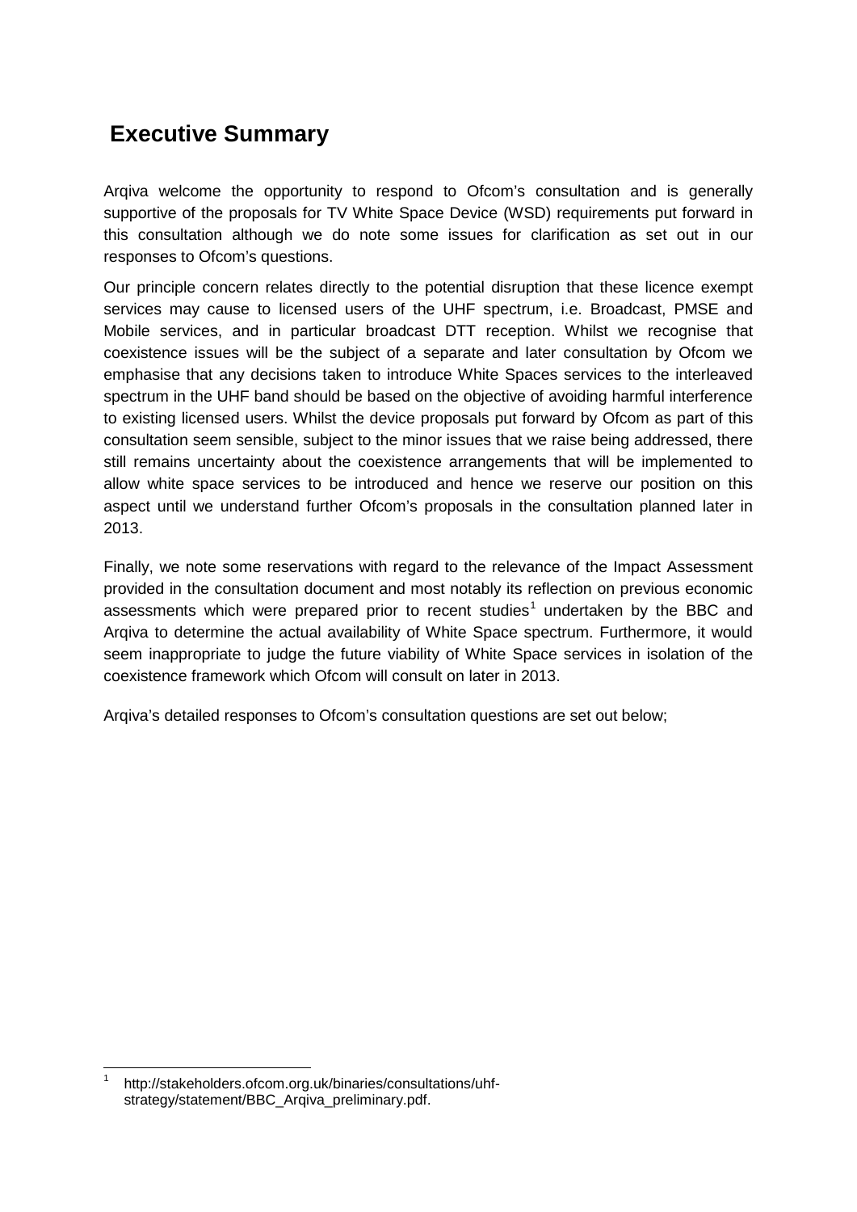# Executive Summary

Arqiva welcome the opportunity to respond to Ofcom's consultation and is generally supportive of the proposals for TV White Space Device (WSD) requirements put forward in this consultation although we do note some issues for clarification as set out in our responses to Ofcom's questions.

Our principle concern relates directly to the potential disruption that these licence exempt services may cause to licensed users of the UHF spectrum, i.e. Broadcast, PMSE and Mobile services, and in particular broadcast DTT reception. Whilst we recognise that coexistence issues will be the subject of a separate and later consultation by Ofcom we emphasise that any decisions taken to introduce White Spaces services to the interleaved spectrum in the UHF band should be based on the objective of avoiding harmful interference to existing licensed users. Whilst the device proposals put forward by Ofcom as part of this consultation seem sensible, subject to the minor issues that we raise being addressed, there still remains uncertainty about the coexistence arrangements that will be implemented to allow white space services to be introduced and hence we reserve our position on this aspect until we understand further Ofcom's proposals in the consultation planned later in 2013.

Finally, we note some reservations with regard to the relevance of the Impact Assessment provided in the consultation document and most notably its reflection on previous economic assessments which were prepared prior to recent studies[1] undertaken by the BBC and Arqiva to determine the actual availability of White Space spectrum. Furthermore, it would seem inappropriate to judge the future viability of White Space services in isolation of the coexistence framework which Ofcom will consult on later in 2013.

Arqiva's detailed responses to Ofcom's consultation questions are set out below;

[1] http://stakeholders.ofcom.org.uk/binaries/consultations/uhf-strategy/statement/BBC_Arqiva_preliminary.pdf.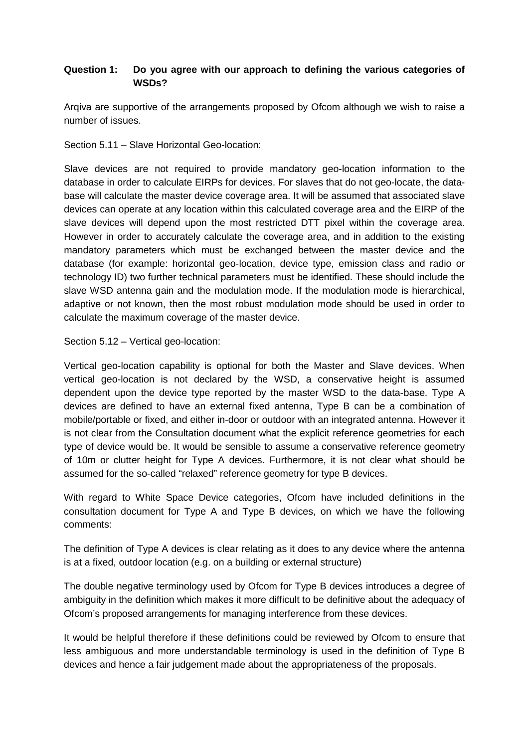**Question 1: Do you agree with our approach to defining the various categories of WSDs?**

Arqiva are supportive of the arrangements proposed by Ofcom although we wish to raise a number of issues.

Section 5.11 – Slave Horizontal Geo-location:

Slave devices are not required to provide mandatory geo-location information to the database in order to calculate EIRPs for devices. For slaves that do not geo-locate, the data-base will calculate the master device coverage area. It will be assumed that associated slave devices can operate at any location within this calculated coverage area and the EIRP of the slave devices will depend upon the most restricted DTT pixel within the coverage area. However in order to accurately calculate the coverage area, and in addition to the existing mandatory parameters which must be exchanged between the master device and the database (for example: horizontal geo-location, device type, emission class and radio or technology ID) two further technical parameters must be identified. These should include the slave WSD antenna gain and the modulation mode. If the modulation mode is hierarchical, adaptive or not known, then the most robust modulation mode should be used in order to calculate the maximum coverage of the master device.

Section 5.12 – Vertical geo-location:

Vertical geo-location capability is optional for both the Master and Slave devices. When vertical geo-location is not declared by the WSD, a conservative height is assumed dependent upon the device type reported by the master WSD to the data-base. Type A devices are defined to have an external fixed antenna, Type B can be a combination of mobile/portable or fixed, and either in-door or outdoor with an integrated antenna. However it is not clear from the Consultation document what the explicit reference geometries for each type of device would be. It would be sensible to assume a conservative reference geometry of 10m or clutter height for Type A devices. Furthermore, it is not clear what should be assumed for the so-called "relaxed" reference geometry for type B devices.

With regard to White Space Device categories, Ofcom have included definitions in the consultation document for Type A and Type B devices, on which we have the following comments:

The definition of Type A devices is clear relating as it does to any device where the antenna is at a fixed, outdoor location (e.g. on a building or external structure)

The double negative terminology used by Ofcom for Type B devices introduces a degree of ambiguity in the definition which makes it more difficult to be definitive about the adequacy of Ofcom's proposed arrangements for managing interference from these devices.

It would be helpful therefore if these definitions could be reviewed by Ofcom to ensure that less ambiguous and more understandable terminology is used in the definition of Type B devices and hence a fair judgement made about the appropriateness of the proposals.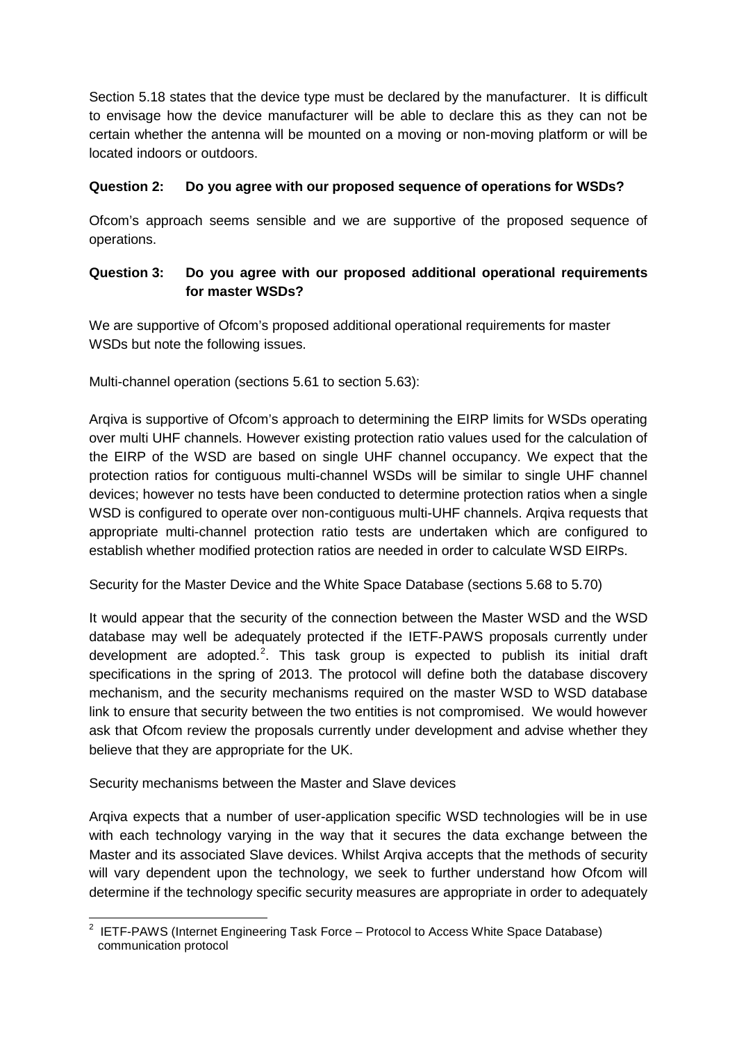Section 5.18 states that the device type must be declared by the manufacturer. It is difficult to envisage how the device manufacturer will be able to declare this as they can not be certain whether the antenna will be mounted on a moving or non-moving platform or will be located indoors or outdoors.

**Question 2: Do you agree with our proposed sequence of operations for WSDs?**

Ofcom's approach seems sensible and we are supportive of the proposed sequence of operations.

**Question 3: Do you agree with our proposed additional operational requirements for master WSDs?**

We are supportive of Ofcom's proposed additional operational requirements for master WSDs but note the following issues.

Multi-channel operation (sections 5.61 to section 5.63):

Arqiva is supportive of Ofcom's approach to determining the EIRP limits for WSDs operating over multi UHF channels. However existing protection ratio values used for the calculation of the EIRP of the WSD are based on single UHF channel occupancy. We expect that the protection ratios for contiguous multi-channel WSDs will be similar to single UHF channel devices; however no tests have been conducted to determine protection ratios when a single WSD is configured to operate over non-contiguous multi-UHF channels. Arqiva requests that appropriate multi-channel protection ratio tests are undertaken which are configured to establish whether modified protection ratios are needed in order to calculate WSD EIRPs.

Security for the Master Device and the White Space Database (sections 5.68 to 5.70)

It would appear that the security of the connection between the Master WSD and the WSD database may well be adequately protected if the IETF-PAWS proposals currently under development are adopted.[2]. This task group is expected to publish its initial draft specifications in the spring of 2013. The protocol will define both the database discovery mechanism, and the security mechanisms required on the master WSD to WSD database link to ensure that security between the two entities is not compromised. We would however ask that Ofcom review the proposals currently under development and advise whether they believe that they are appropriate for the UK.

Security mechanisms between the Master and Slave devices

Arqiva expects that a number of user-application specific WSD technologies will be in use with each technology varying in the way that it secures the data exchange between the Master and its associated Slave devices. Whilst Arqiva accepts that the methods of security will vary dependent upon the technology, we seek to further understand how Ofcom will determine if the technology specific security measures are appropriate in order to adequately

[2] IETF-PAWS (Internet Engineering Task Force – Protocol to Access White Space Database) communication protocol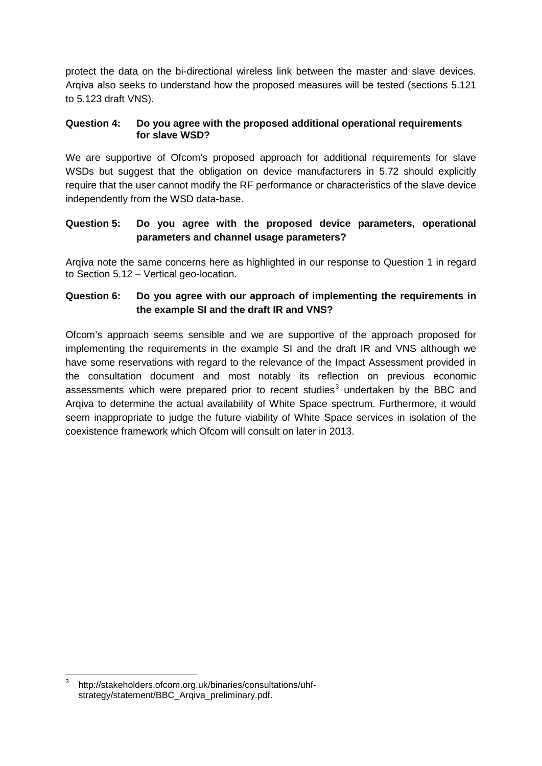protect the data on the bi-directional wireless link between the master and slave devices. Arqiva also seeks to understand how the proposed measures will be tested (sections 5.121 to 5.123 draft VNS).

**Question 4: Do you agree with the proposed additional operational requirements for slave WSD?**

We are supportive of Ofcom's proposed approach for additional requirements for slave WSDs but suggest that the obligation on device manufacturers in 5.72 should explicitly require that the user cannot modify the RF performance or characteristics of the slave device independently from the WSD data-base.

**Question 5: Do you agree with the proposed device parameters, operational parameters and channel usage parameters?**

Arqiva note the same concerns here as highlighted in our response to Question 1 in regard to Section 5.12 – Vertical geo-location.

**Question 6: Do you agree with our approach of implementing the requirements in the example SI and the draft IR and VNS?**

Ofcom's approach seems sensible and we are supportive of the approach proposed for implementing the requirements in the example SI and the draft IR and VNS although we have some reservations with regard to the relevance of the Impact Assessment provided in the consultation document and most notably its reflection on previous economic assessments which were prepared prior to recent studies[3] undertaken by the BBC and Arqiva to determine the actual availability of White Space spectrum. Furthermore, it would seem inappropriate to judge the future viability of White Space services in isolation of the coexistence framework which Ofcom will consult on later in 2013.

---

[3] http://stakeholders.ofcom.org.uk/binaries/consultations/uhf-strategy/statement/BBC_Arqiva_preliminary.pdf.